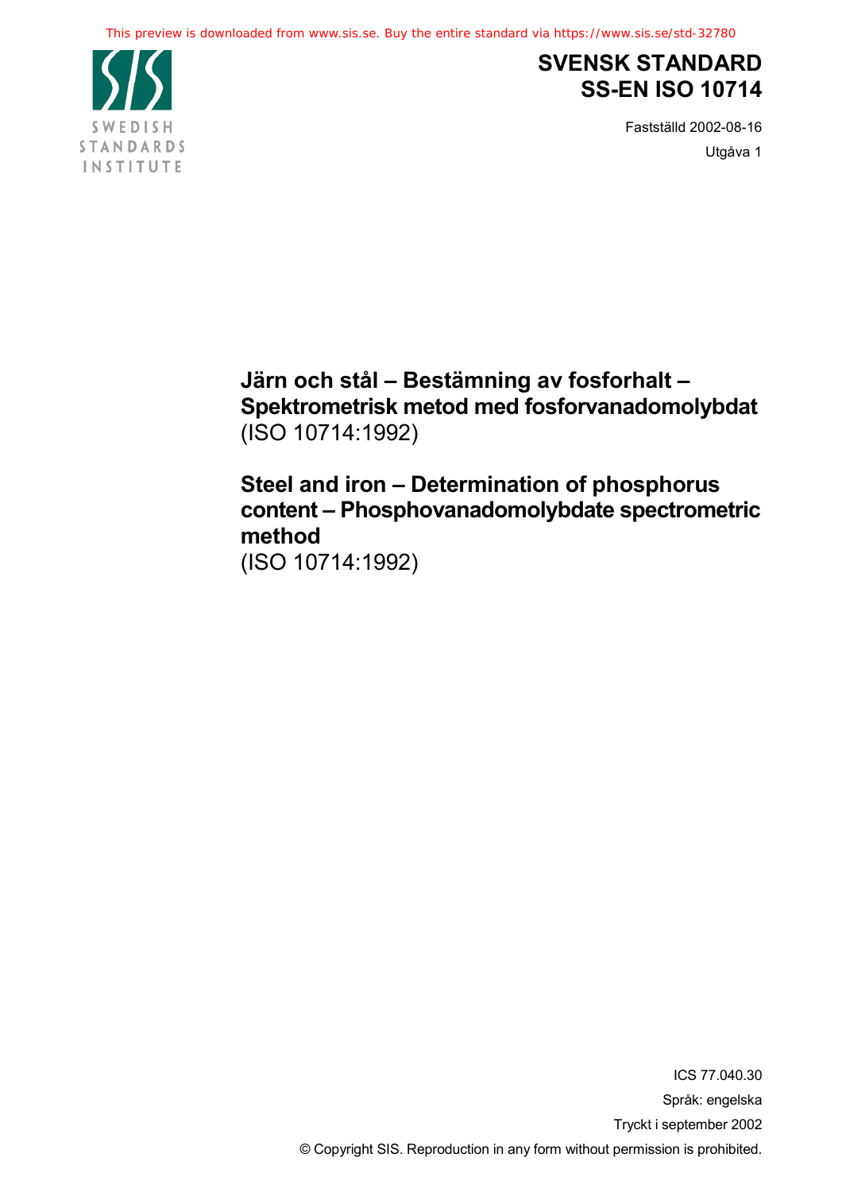SWEDISH STANDARDS INSTITUTE

# SVENSK STANDARD SS-EN ISO 10714

Fastställd 2002-08-16

Utgåva 1

**Järn och stål – Bestämning av fosforhalt – Spektrometrisk metod med fosforvanadomolybdat**
(ISO 10714:1992)

**Steel and iron – Determination of phosphorus content – Phosphovanadomolybdate spectrometric method**
(ISO 10714:1992)

ICS 77.040.30

Språk: engelska

Tryckt i september 2002

© Copyright SIS. Reproduction in any form without permission is prohibited.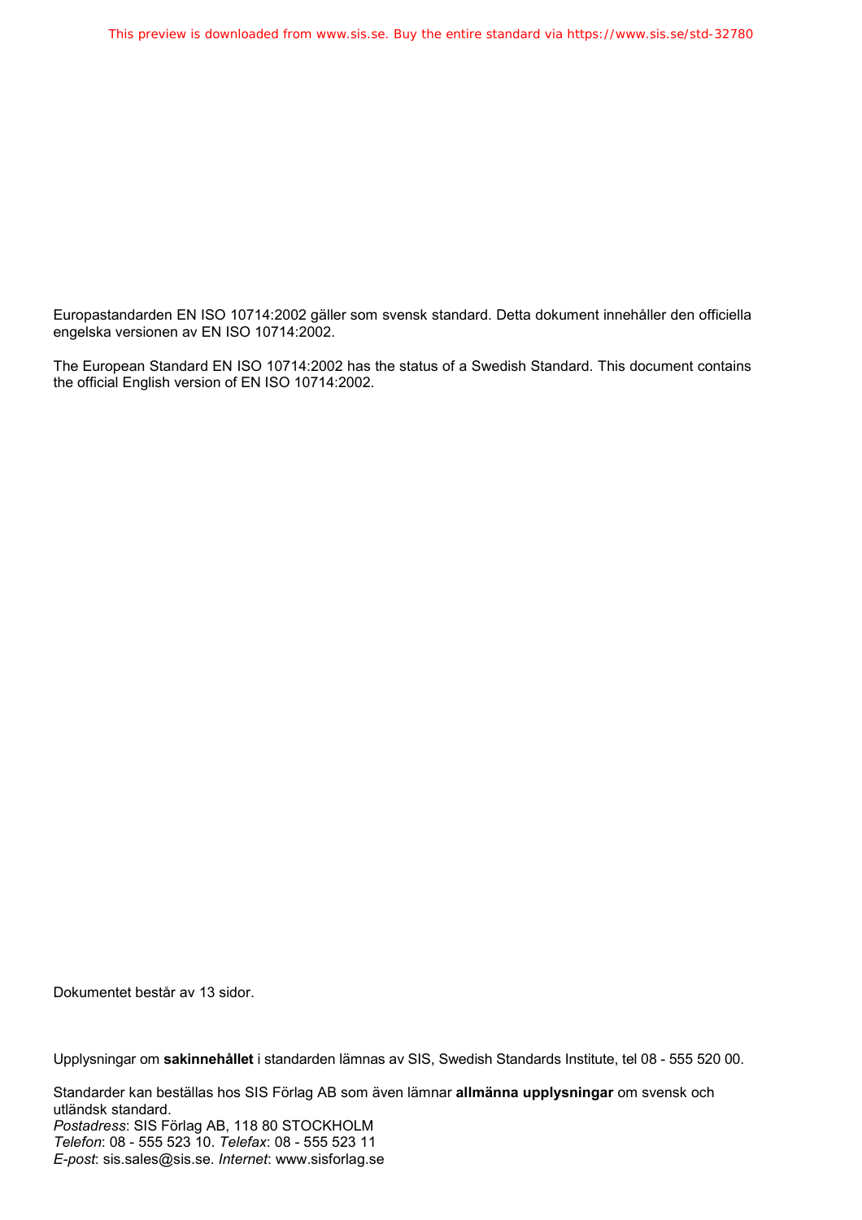Europastandarden EN ISO 10714:2002 gäller som svensk standard. Detta dokument innehåller den officiella engelska versionen av EN ISO 10714:2002.

The European Standard EN ISO 10714:2002 has the status of a Swedish Standard. This document contains the official English version of EN ISO 10714:2002.

Dokumentet består av 13 sidor.

Upplysningar om **sakinnehållet** i standarden lämnas av SIS, Swedish Standards Institute, tel 08 - 555 520 00.

Standarder kan beställas hos SIS Förlag AB som även lämnar **allmänna upplysningar** om svensk och utländsk standard.
*Postadress*: SIS Förlag AB, 118 80 STOCKHOLM
*Telefon*: 08 - 555 523 10. *Telefax*: 08 - 555 523 11
*E-post*: sis.sales@sis.se. *Internet*: www.sisforlag.se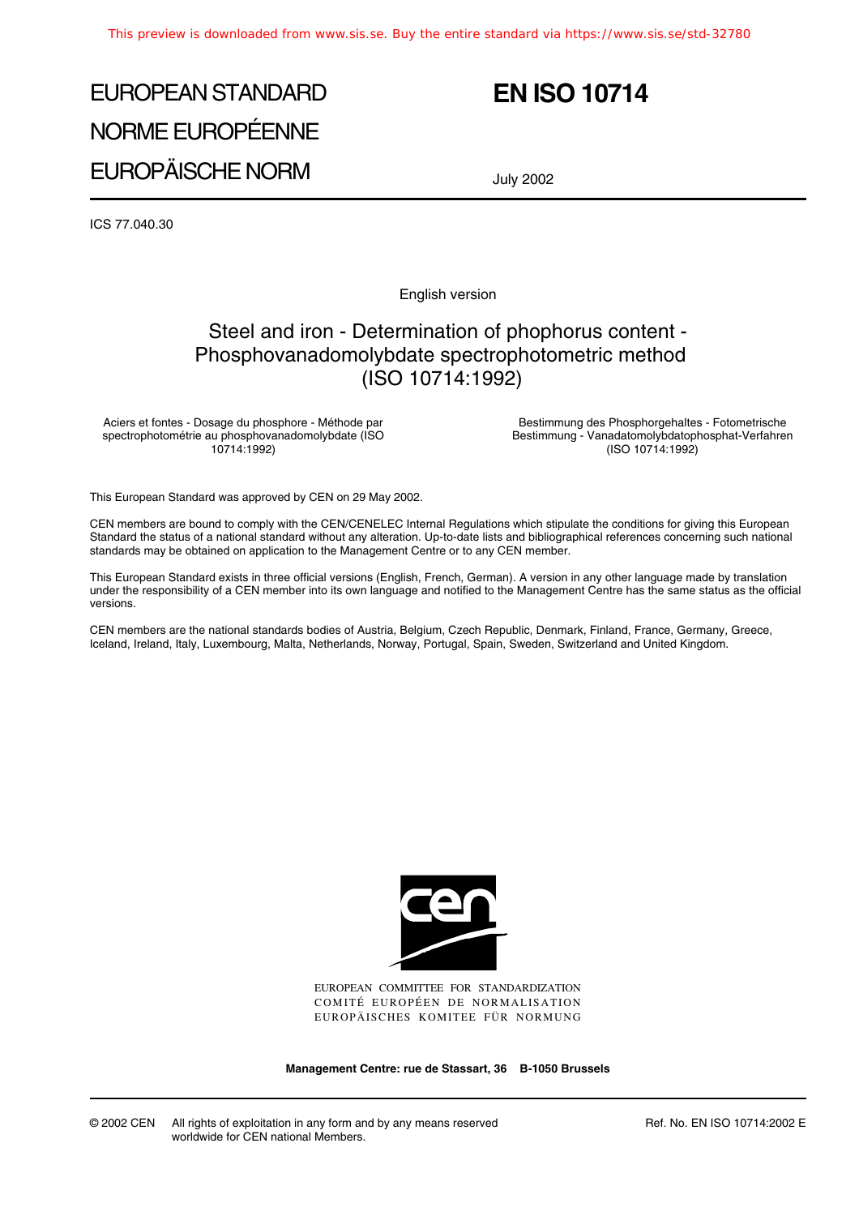# EUROPEAN STANDARD
# NORME EUROPÉENNE
# EUROPÄISCHE NORM

# EN ISO 10714

July 2002

ICS 77.040.30

English version

## Steel and iron - Determination of phophorus content - Phosphovanadomolybdate spectrophotometric method (ISO 10714:1992)

Aciers et fontes - Dosage du phosphore - Méthode par spectrophotométrie au phosphovanadomolybdate (ISO 10714:1992)

Bestimmung des Phosphorgehaltes - Fotometrische Bestimmung - Vanadatomolybdatophosphat-Verfahren (ISO 10714:1992)

This European Standard was approved by CEN on 29 May 2002.

CEN members are bound to comply with the CEN/CENELEC Internal Regulations which stipulate the conditions for giving this European Standard the status of a national standard without any alteration. Up-to-date lists and bibliographical references concerning such national standards may be obtained on application to the Management Centre or to any CEN member.

This European Standard exists in three official versions (English, French, German). A version in any other language made by translation under the responsibility of a CEN member into its own language and notified to the Management Centre has the same status as the official versions.

CEN members are the national standards bodies of Austria, Belgium, Czech Republic, Denmark, Finland, France, Germany, Greece, Iceland, Ireland, Italy, Luxembourg, Malta, Netherlands, Norway, Portugal, Spain, Sweden, Switzerland and United Kingdom.

EUROPEAN COMMITTEE FOR STANDARDIZATION
COMITÉ EUROPÉEN DE NORMALISATION
EUROPÄISCHES KOMITEE FÜR NORMUNG

**Management Centre: rue de Stassart, 36 B-1050 Brussels**

© 2002 CEN All rights of exploitation in any form and by any means reserved worldwide for CEN national Members.

Ref. No. EN ISO 10714:2002 E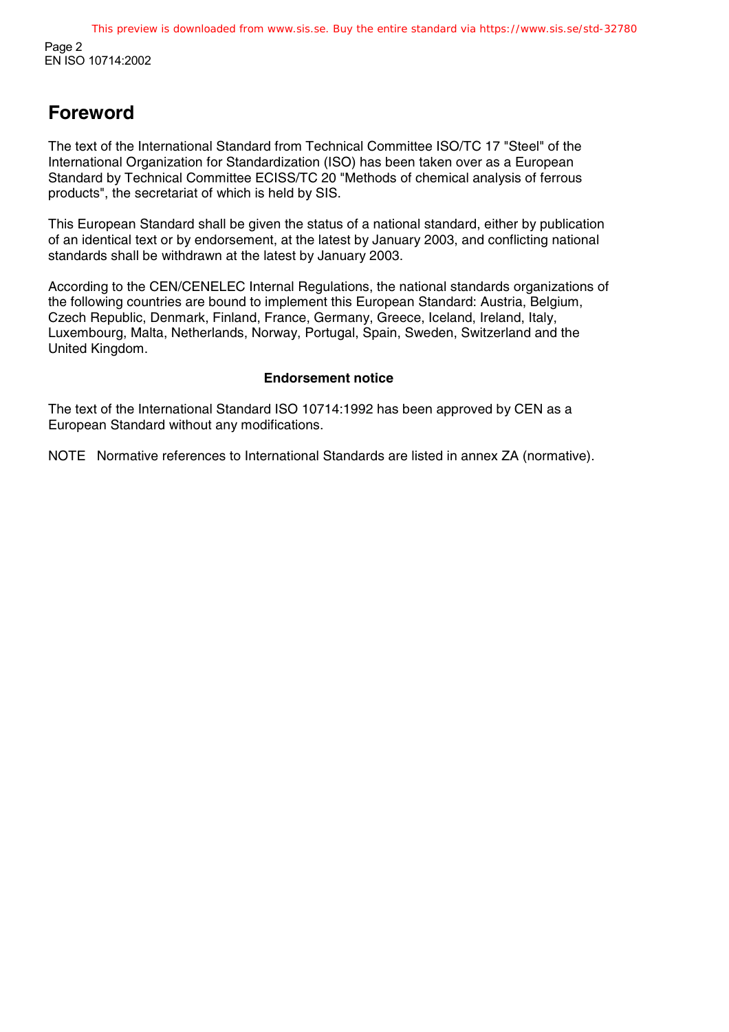# Foreword

The text of the International Standard from Technical Committee ISO/TC 17 "Steel" of the International Organization for Standardization (ISO) has been taken over as a European Standard by Technical Committee ECISS/TC 20 "Methods of chemical analysis of ferrous products", the secretariat of which is held by SIS.

This European Standard shall be given the status of a national standard, either by publication of an identical text or by endorsement, at the latest by January 2003, and conflicting national standards shall be withdrawn at the latest by January 2003.

According to the CEN/CENELEC Internal Regulations, the national standards organizations of the following countries are bound to implement this European Standard: Austria, Belgium, Czech Republic, Denmark, Finland, France, Germany, Greece, Iceland, Ireland, Italy, Luxembourg, Malta, Netherlands, Norway, Portugal, Spain, Sweden, Switzerland and the United Kingdom.

**Endorsement notice**

The text of the International Standard ISO 10714:1992 has been approved by CEN as a European Standard without any modifications.

NOTE Normative references to International Standards are listed in annex ZA (normative).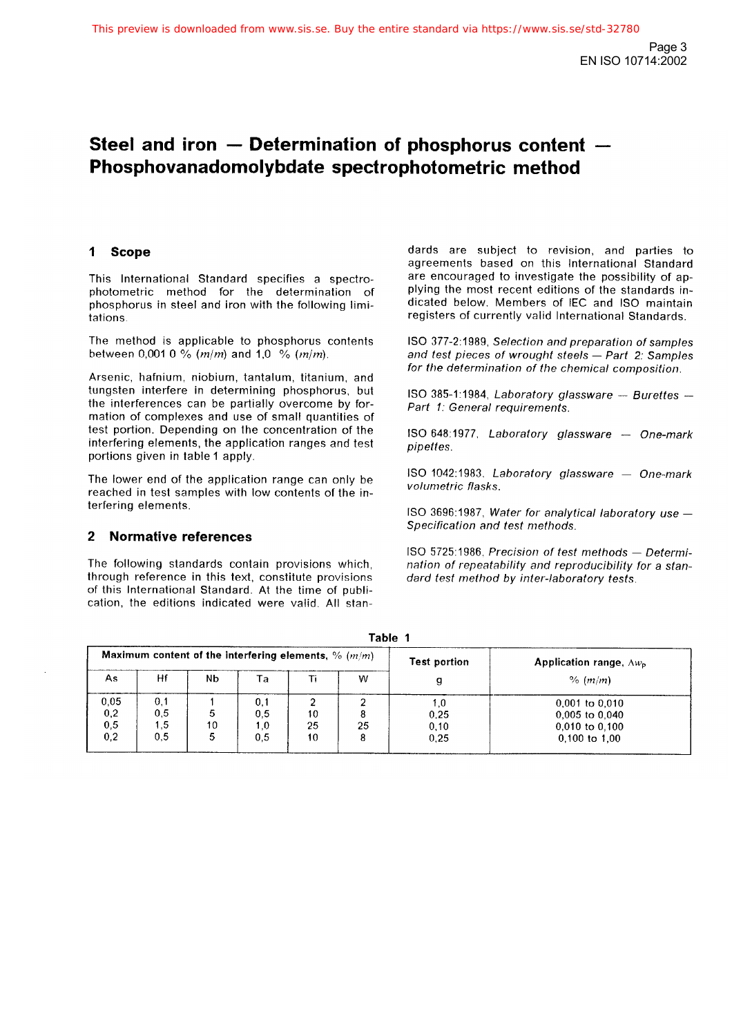# Steel and iron — Determination of phosphorus content — Phosphovanadomolybdate spectrophotometric method

## 1 Scope

This International Standard specifies a spectrophotometric method for the determination of phosphorus in steel and iron with the following limitations.

The method is applicable to phosphorus contents between 0,001 0 % (*m*/*m*) and 1,0 % (*m*/*m*).

Arsenic, hafnium, niobium, tantalum, titanium, and tungsten interfere in determining phosphorus, but the interferences can be partially overcome by formation of complexes and use of small quantities of test portion. Depending on the concentration of the interfering elements, the application ranges and test portions given in table 1 apply.

The lower end of the application range can only be reached in test samples with low contents of the interfering elements.

## 2 Normative references

The following standards contain provisions which, through reference in this text, constitute provisions of this International Standard. At the time of publication, the editions indicated were valid. All standards are subject to revision, and parties to agreements based on this International Standard are encouraged to investigate the possibility of applying the most recent editions of the standards indicated below. Members of IEC and ISO maintain registers of currently valid International Standards.

ISO 377-2:1989, *Selection and preparation of samples and test pieces of wrought steels — Part 2: Samples for the determination of the chemical composition.*

ISO 385-1:1984, *Laboratory glassware — Burettes — Part 1: General requirements.*

ISO 648:1977, *Laboratory glassware — One-mark pipettes.*

ISO 1042:1983, *Laboratory glassware — One-mark volumetric flasks.*

ISO 3696:1987, *Water for analytical laboratory use — Specification and test methods.*

ISO 5725:1986, *Precision of test methods — Determination of repeatability and reproducibility for a standard test method by inter-laboratory tests.*

**Table 1**

| Maximum content of the interfering elements, % (*m*/*m*) | | | | | | Test portion | Application range, $w_P$ |
|---|---|---|---|---|---|---|---|
| As | Hf | Nb | Ta | Ti | W | g | % (*m*/*m*) |
| 0,05 | 0,1 | 1 | 0,1 | 2 | 2 | 1,0 | 0,001 to 0,010 |
| 0,2 | 0,5 | 5 | 0,5 | 10 | 8 | 0,25 | 0,005 to 0,040 |
| 0,5 | 1,5 | 10 | 1,0 | 25 | 25 | 0,10 | 0,010 to 0,100 |
| 0,2 | 0,5 | 5 | 0,5 | 10 | 8 | 0,25 | 0,100 to 1,00 |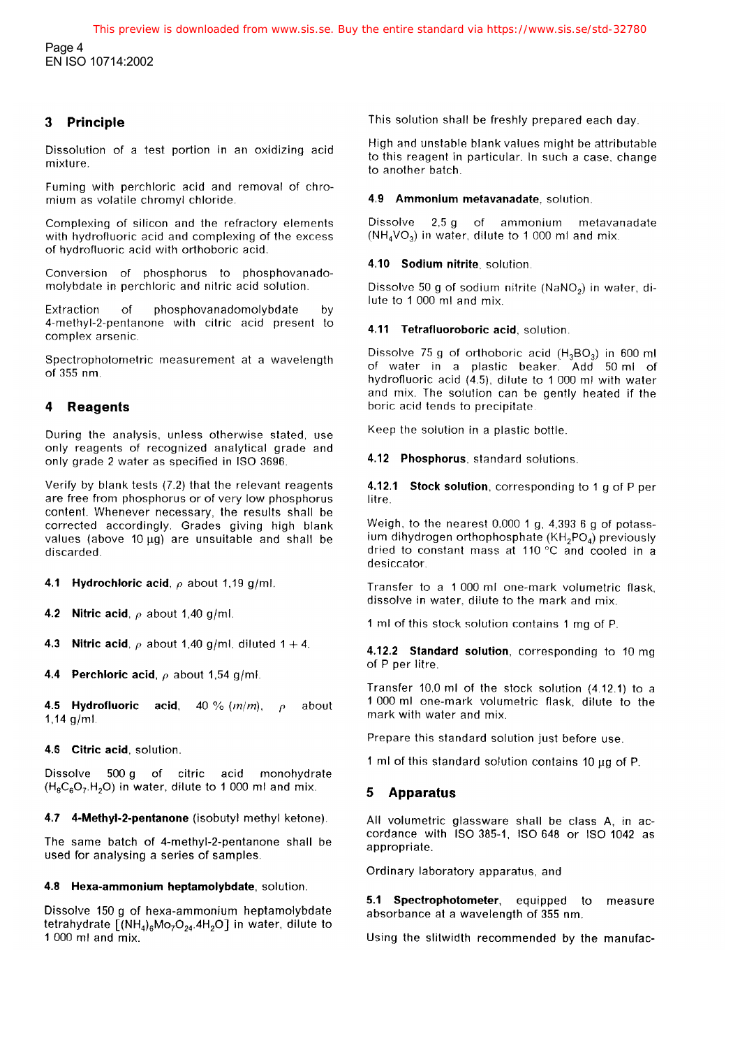## 3 Principle

Dissolution of a test portion in an oxidizing acid mixture.

Fuming with perchloric acid and removal of chromium as volatile chromyl chloride.

Complexing of silicon and the refractory elements with hydrofluoric acid and complexing of the excess of hydrofluoric acid with orthoboric acid.

Conversion of phosphorus to phosphovanadomolybdate in perchloric and nitric acid solution.

Extraction of phosphovanadomolybdate by 4-methyl-2-pentanone with citric acid present to complex arsenic.

Spectrophotometric measurement at a wavelength of 355 nm.

## 4 Reagents

During the analysis, unless otherwise stated, use only reagents of recognized analytical grade and only grade 2 water as specified in ISO 3696.

Verify by blank tests (7.2) that the relevant reagents are free from phosphorus or of very low phosphorus content. Whenever necessary, the results shall be corrected accordingly. Grades giving high blank values (above 10 µg) are unsuitable and shall be discarded.

**4.1 Hydrochloric acid**, $\rho$ about 1,19 g/ml.

**4.2 Nitric acid**, $\rho$ about 1,40 g/ml.

**4.3 Nitric acid**, $\rho$ about 1,40 g/ml, diluted 1 + 4.

**4.4 Perchloric acid**, $\rho$ about 1,54 g/ml.

**4.5 Hydrofluoric acid**, 40 % ($m/m$), $\rho$ about 1,14 g/ml.

**4.6 Citric acid**, solution.

Dissolve 500 g of citric acid monohydrate ($H_8C_6O_7.H_2O$) in water, dilute to 1 000 ml and mix.

**4.7 4-Methyl-2-pentanone** (isobutyl methyl ketone).

The same batch of 4-methyl-2-pentanone shall be used for analysing a series of samples.

**4.8 Hexa-ammonium heptamolybdate**, solution.

Dissolve 150 g of hexa-ammonium heptamolybdate tetrahydrate [$(NH_4)_6Mo_7O_{24}.4H_2O$] in water, dilute to 1 000 ml and mix.

This solution shall be freshly prepared each day.

High and unstable blank values might be attributable to this reagent in particular. In such a case, change to another batch.

**4.9 Ammonium metavanadate**, solution.

Dissolve 2,5 g of ammonium metavanadate ($NH_4VO_3$) in water, dilute to 1 000 ml and mix.

**4.10 Sodium nitrite**, solution.

Dissolve 50 g of sodium nitrite ($NaNO_2$) in water, dilute to 1 000 ml and mix.

**4.11 Tetrafluoroboric acid**, solution.

Dissolve 75 g of orthoboric acid ($H_3BO_3$) in 600 ml of water in a plastic beaker. Add 50 ml of hydrofluoric acid (4.5), dilute to 1 000 ml with water and mix. The solution can be gently heated if the boric acid tends to precipitate.

Keep the solution in a plastic bottle.

**4.12 Phosphorus**, standard solutions.

**4.12.1 Stock solution**, corresponding to 1 g of P per litre.

Weigh, to the nearest 0,000 1 g, 4,393 6 g of potassium dihydrogen orthophosphate ($KH_2PO_4$) previously dried to constant mass at 110 °C and cooled in a desiccator.

Transfer to a 1 000 ml one-mark volumetric flask, dissolve in water, dilute to the mark and mix.

1 ml of this stock solution contains 1 mg of P.

**4.12.2 Standard solution**, corresponding to 10 mg of P per litre.

Transfer 10,0 ml of the stock solution (4.12.1) to a 1 000 ml one-mark volumetric flask, dilute to the mark with water and mix.

Prepare this standard solution just before use.

1 ml of this standard solution contains 10 µg of P.

## 5 Apparatus

All volumetric glassware shall be class A, in accordance with ISO 385-1, ISO 648 or ISO 1042 as appropriate.

Ordinary laboratory apparatus, and

**5.1 Spectrophotometer**, equipped to measure absorbance at a wavelength of 355 nm.

Using the slitwidth recommended by the manufac-